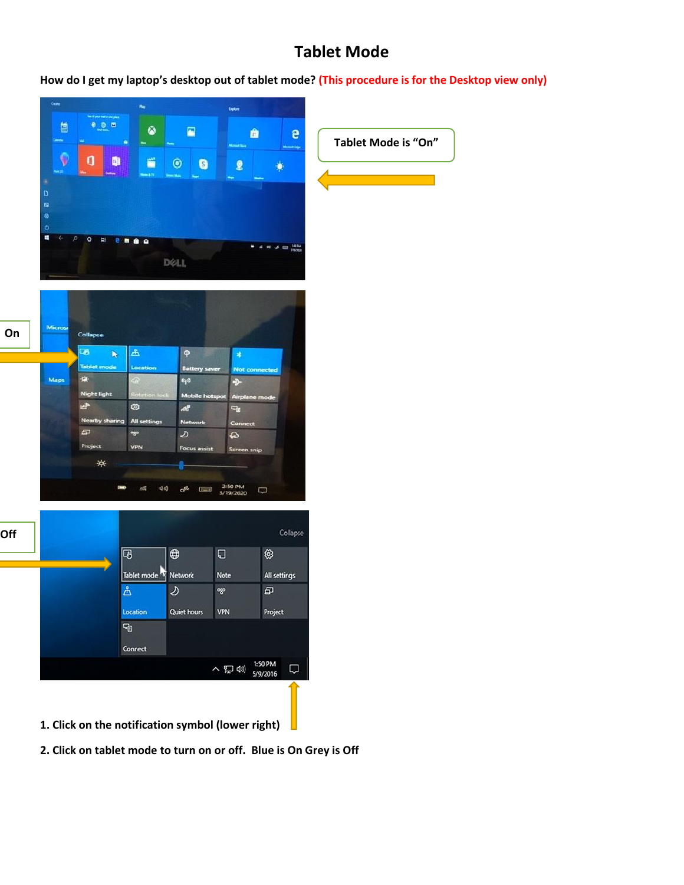# Tablet Mode

**How do I get my laptop's desktop out of tablet mode? (This procedure is for the Desktop view only)**

Tablet Mode is "On"

On

Off

**1. Click on the notification symbol (lower right)**

**2. Click on tablet mode to turn on or off. Blue is On Grey is Off**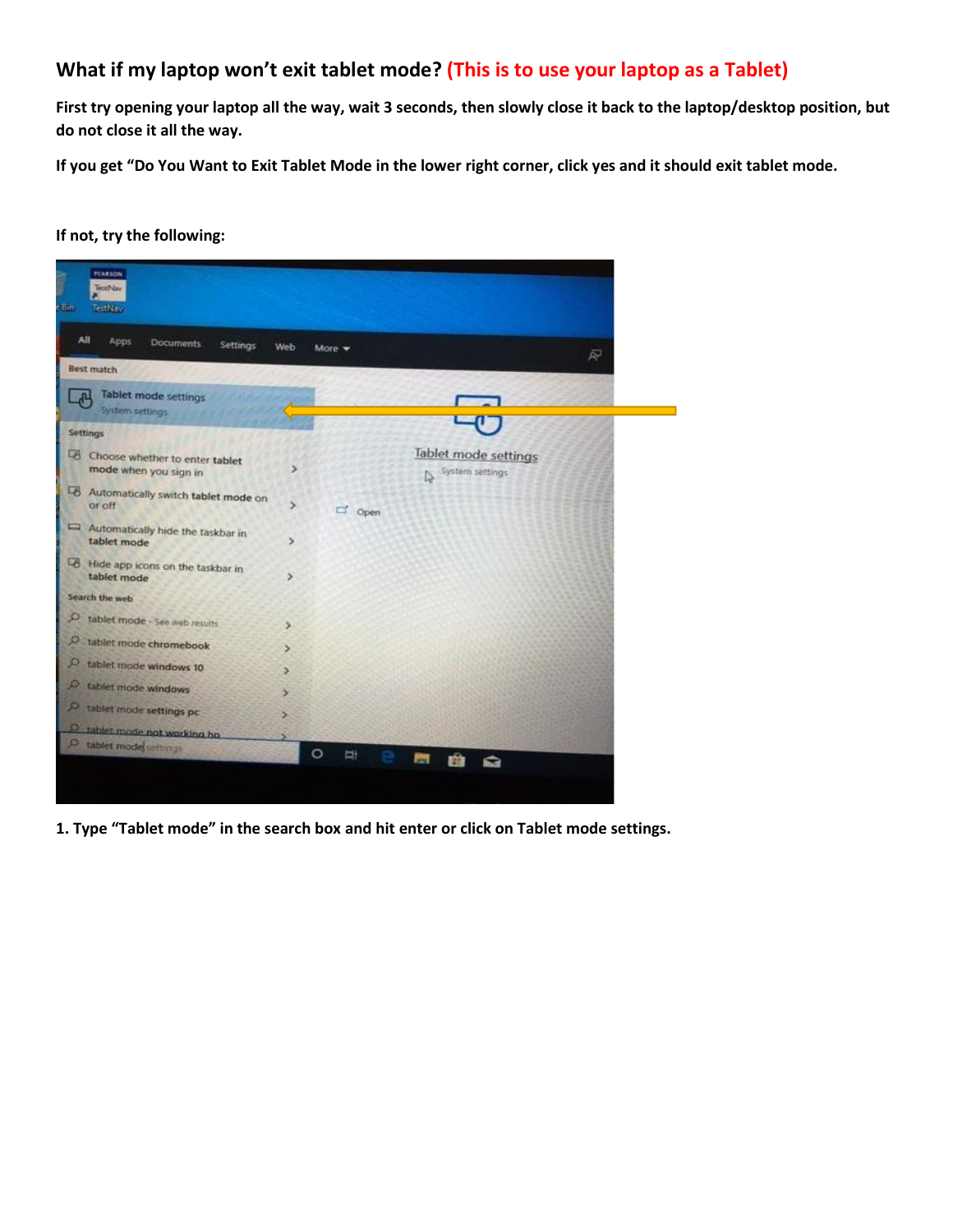## What if my laptop won't exit tablet mode? (This is to use your laptop as a Tablet)

**First try opening your laptop all the way, wait 3 seconds, then slowly close it back to the laptop/desktop position, but do not close it all the way.**

**If you get "Do You Want to Exit Tablet Mode in the lower right corner, click yes and it should exit tablet mode.**

**If not, try the following:**

**1. Type "Tablet mode" in the search box and hit enter or click on Tablet mode settings.**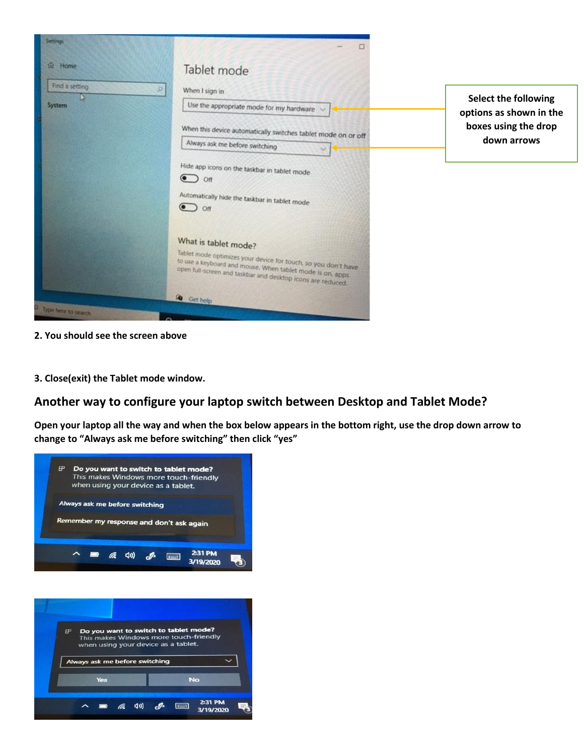Select the following options as shown in the boxes using the drop down arrows

**2. You should see the screen above**

**3. Close(exit) the Tablet mode window.**

## Another way to configure your laptop switch between Desktop and Tablet Mode?

**Open your laptop all the way and when the box below appears in the bottom right, use the drop down arrow to change to "Always ask me before switching" then click "yes"**